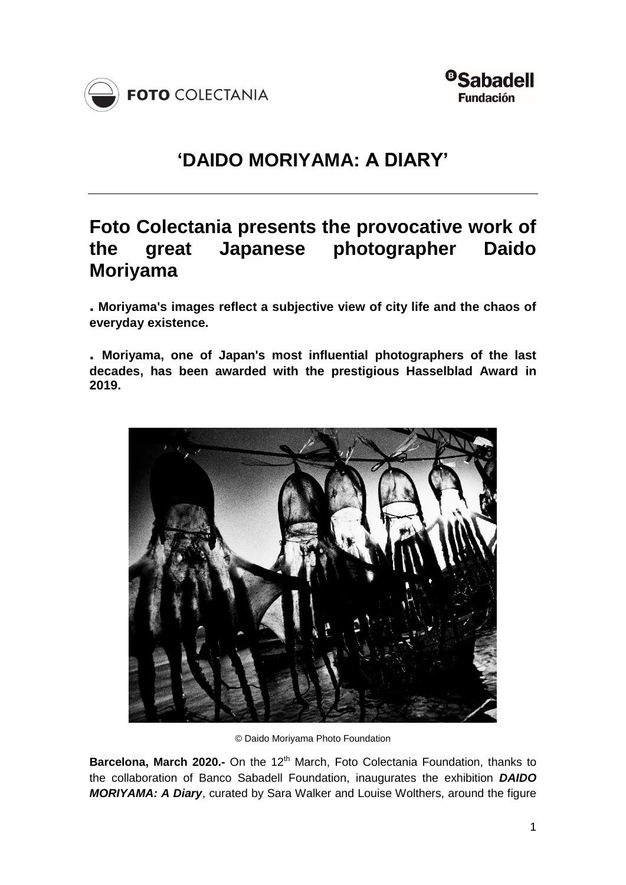FOTO COLECTANIA

Sabadell Fundación

# 'DAIDO MORIYAMA: A DIARY'

## Foto Colectania presents the provocative work of the great Japanese photographer Daido Moriyama

**. Moriyama's images reflect a subjective view of city life and the chaos of everyday existence.**

**. Moriyama, one of Japan's most influential photographers of the last decades, has been awarded with the prestigious Hasselblad Award in 2019.**

© Daido Moriyama Photo Foundation

**Barcelona, March 2020.-** On the 12th March, Foto Colectania Foundation, thanks to the collaboration of Banco Sabadell Foundation, inaugurates the exhibition ***DAIDO MORIYAMA: A Diary***, curated by Sara Walker and Louise Wolthers, around the figure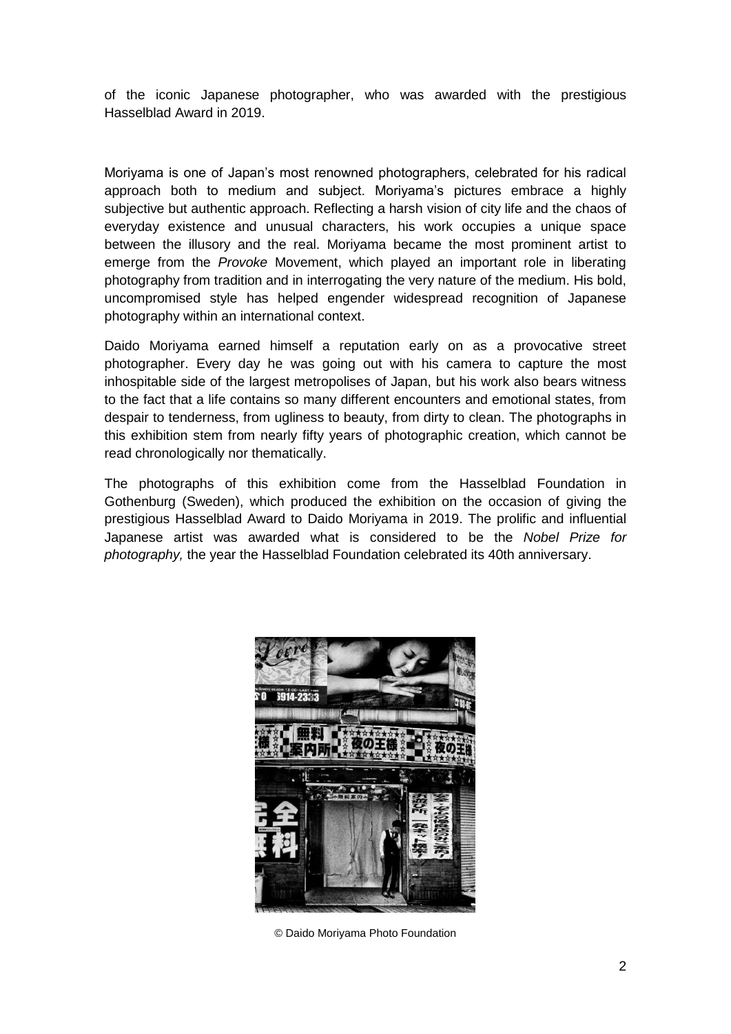of the iconic Japanese photographer, who was awarded with the prestigious Hasselblad Award in 2019.

Moriyama is one of Japan's most renowned photographers, celebrated for his radical approach both to medium and subject. Moriyama's pictures embrace a highly subjective but authentic approach. Reflecting a harsh vision of city life and the chaos of everyday existence and unusual characters, his work occupies a unique space between the illusory and the real. Moriyama became the most prominent artist to emerge from the *Provoke* Movement, which played an important role in liberating photography from tradition and in interrogating the very nature of the medium. His bold, uncompromised style has helped engender widespread recognition of Japanese photography within an international context.

Daido Moriyama earned himself a reputation early on as a provocative street photographer. Every day he was going out with his camera to capture the most inhospitable side of the largest metropolises of Japan, but his work also bears witness to the fact that a life contains so many different encounters and emotional states, from despair to tenderness, from ugliness to beauty, from dirty to clean. The photographs in this exhibition stem from nearly fifty years of photographic creation, which cannot be read chronologically nor thematically.

The photographs of this exhibition come from the Hasselblad Foundation in Gothenburg (Sweden), which produced the exhibition on the occasion of giving the prestigious Hasselblad Award to Daido Moriyama in 2019. The prolific and influential Japanese artist was awarded what is considered to be the *Nobel Prize for photography,* the year the Hasselblad Foundation celebrated its 40th anniversary.

© Daido Moriyama Photo Foundation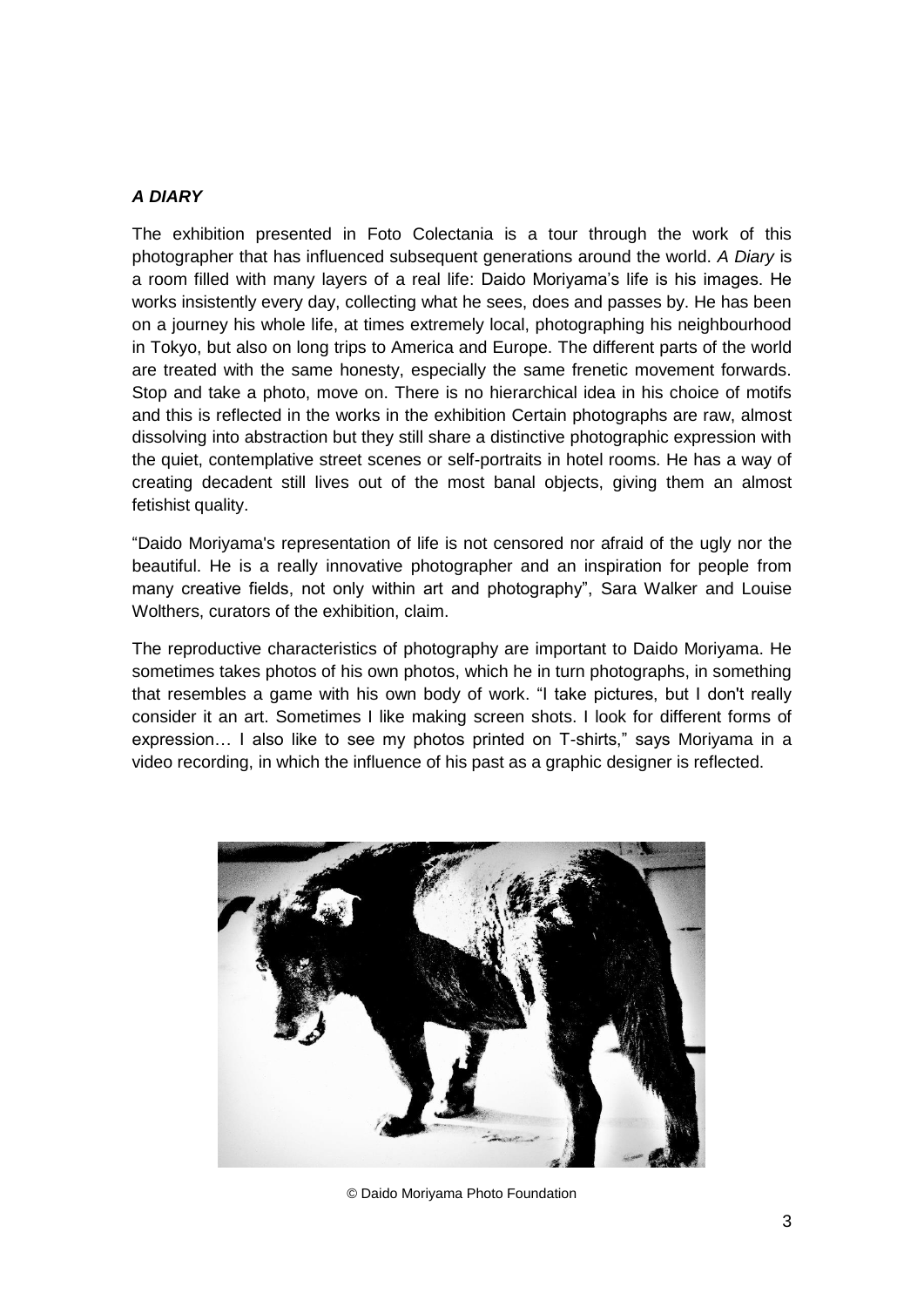***A DIARY***

The exhibition presented in Foto Colectania is a tour through the work of this photographer that has influenced subsequent generations around the world. *A Diary* is a room filled with many layers of a real life: Daido Moriyama's life is his images. He works insistently every day, collecting what he sees, does and passes by. He has been on a journey his whole life, at times extremely local, photographing his neighbourhood in Tokyo, but also on long trips to America and Europe. The different parts of the world are treated with the same honesty, especially the same frenetic movement forwards. Stop and take a photo, move on. There is no hierarchical idea in his choice of motifs and this is reflected in the works in the exhibition Certain photographs are raw, almost dissolving into abstraction but they still share a distinctive photographic expression with the quiet, contemplative street scenes or self-portraits in hotel rooms. He has a way of creating decadent still lives out of the most banal objects, giving them an almost fetishist quality.

"Daido Moriyama's representation of life is not censored nor afraid of the ugly nor the beautiful. He is a really innovative photographer and an inspiration for people from many creative fields, not only within art and photography", Sara Walker and Louise Wolthers, curators of the exhibition, claim.

The reproductive characteristics of photography are important to Daido Moriyama. He sometimes takes photos of his own photos, which he in turn photographs, in something that resembles a game with his own body of work. "I take pictures, but I don't really consider it an art. Sometimes I like making screen shots. I look for different forms of expression… I also like to see my photos printed on T-shirts," says Moriyama in a video recording, in which the influence of his past as a graphic designer is reflected.

© Daido Moriyama Photo Foundation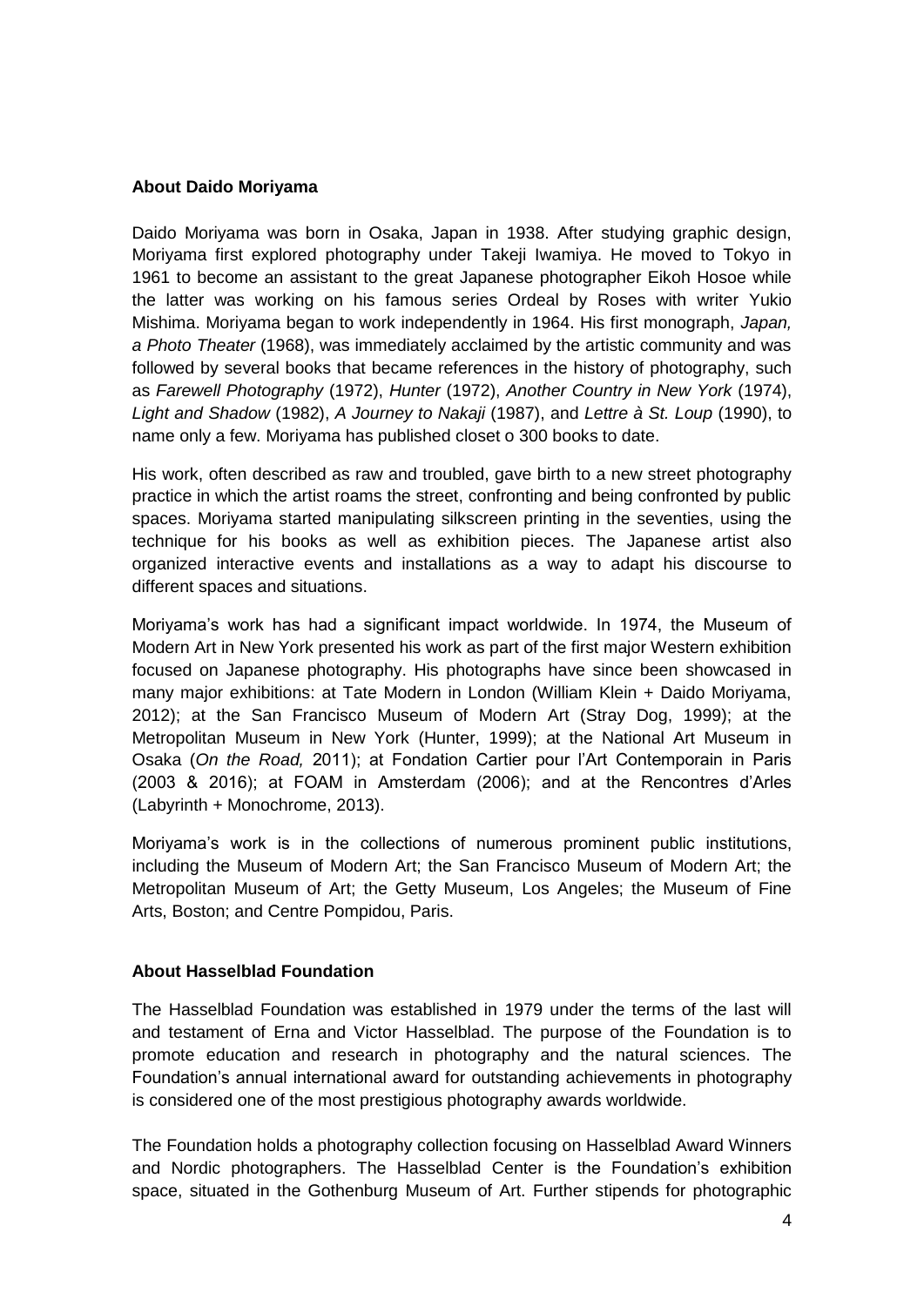**About Daido Moriyama**

Daido Moriyama was born in Osaka, Japan in 1938. After studying graphic design, Moriyama first explored photography under Takeji Iwamiya. He moved to Tokyo in 1961 to become an assistant to the great Japanese photographer Eikoh Hosoe while the latter was working on his famous series Ordeal by Roses with writer Yukio Mishima. Moriyama began to work independently in 1964. His first monograph, *Japan, a Photo Theater* (1968), was immediately acclaimed by the artistic community and was followed by several books that became references in the history of photography, such as *Farewell Photography* (1972), *Hunter* (1972), *Another Country in New York* (1974), *Light and Shadow* (1982), *A Journey to Nakaji* (1987), and *Lettre à St. Loup* (1990), to name only a few. Moriyama has published closet o 300 books to date.

His work, often described as raw and troubled, gave birth to a new street photography practice in which the artist roams the street, confronting and being confronted by public spaces. Moriyama started manipulating silkscreen printing in the seventies, using the technique for his books as well as exhibition pieces. The Japanese artist also organized interactive events and installations as a way to adapt his discourse to different spaces and situations.

Moriyama's work has had a significant impact worldwide. In 1974, the Museum of Modern Art in New York presented his work as part of the first major Western exhibition focused on Japanese photography. His photographs have since been showcased in many major exhibitions: at Tate Modern in London (William Klein + Daido Moriyama, 2012); at the San Francisco Museum of Modern Art (Stray Dog, 1999); at the Metropolitan Museum in New York (Hunter, 1999); at the National Art Museum in Osaka (*On the Road,* 2011); at Fondation Cartier pour l'Art Contemporain in Paris (2003 & 2016); at FOAM in Amsterdam (2006); and at the Rencontres d'Arles (Labyrinth + Monochrome, 2013).

Moriyama's work is in the collections of numerous prominent public institutions, including the Museum of Modern Art; the San Francisco Museum of Modern Art; the Metropolitan Museum of Art; the Getty Museum, Los Angeles; the Museum of Fine Arts, Boston; and Centre Pompidou, Paris.

**About Hasselblad Foundation**

The Hasselblad Foundation was established in 1979 under the terms of the last will and testament of Erna and Victor Hasselblad. The purpose of the Foundation is to promote education and research in photography and the natural sciences. The Foundation's annual international award for outstanding achievements in photography is considered one of the most prestigious photography awards worldwide.

The Foundation holds a photography collection focusing on Hasselblad Award Winners and Nordic photographers. The Hasselblad Center is the Foundation's exhibition space, situated in the Gothenburg Museum of Art. Further stipends for photographic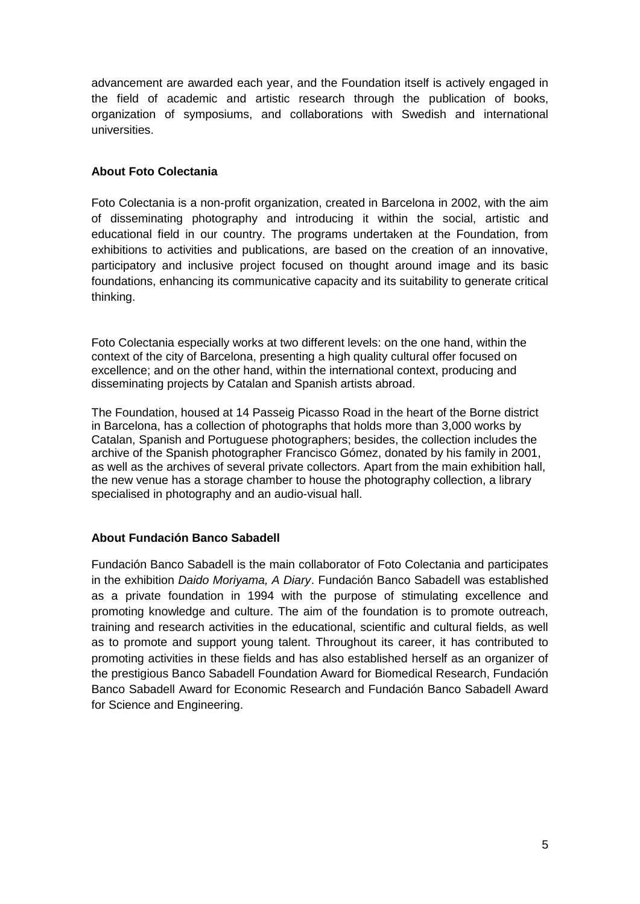advancement are awarded each year, and the Foundation itself is actively engaged in the field of academic and artistic research through the publication of books, organization of symposiums, and collaborations with Swedish and international universities.

**About Foto Colectania**

Foto Colectania is a non-profit organization, created in Barcelona in 2002, with the aim of disseminating photography and introducing it within the social, artistic and educational field in our country. The programs undertaken at the Foundation, from exhibitions to activities and publications, are based on the creation of an innovative, participatory and inclusive project focused on thought around image and its basic foundations, enhancing its communicative capacity and its suitability to generate critical thinking.

Foto Colectania especially works at two different levels: on the one hand, within the context of the city of Barcelona, presenting a high quality cultural offer focused on excellence; and on the other hand, within the international context, producing and disseminating projects by Catalan and Spanish artists abroad.

The Foundation, housed at 14 Passeig Picasso Road in the heart of the Borne district in Barcelona, has a collection of photographs that holds more than 3,000 works by Catalan, Spanish and Portuguese photographers; besides, the collection includes the archive of the Spanish photographer Francisco Gómez, donated by his family in 2001, as well as the archives of several private collectors. Apart from the main exhibition hall, the new venue has a storage chamber to house the photography collection, a library specialised in photography and an audio-visual hall.

**About Fundación Banco Sabadell**

Fundación Banco Sabadell is the main collaborator of Foto Colectania and participates in the exhibition *Daido Moriyama, A Diary*. Fundación Banco Sabadell was established as a private foundation in 1994 with the purpose of stimulating excellence and promoting knowledge and culture. The aim of the foundation is to promote outreach, training and research activities in the educational, scientific and cultural fields, as well as to promote and support young talent. Throughout its career, it has contributed to promoting activities in these fields and has also established herself as an organizer of the prestigious Banco Sabadell Foundation Award for Biomedical Research, Fundación Banco Sabadell Award for Economic Research and Fundación Banco Sabadell Award for Science and Engineering.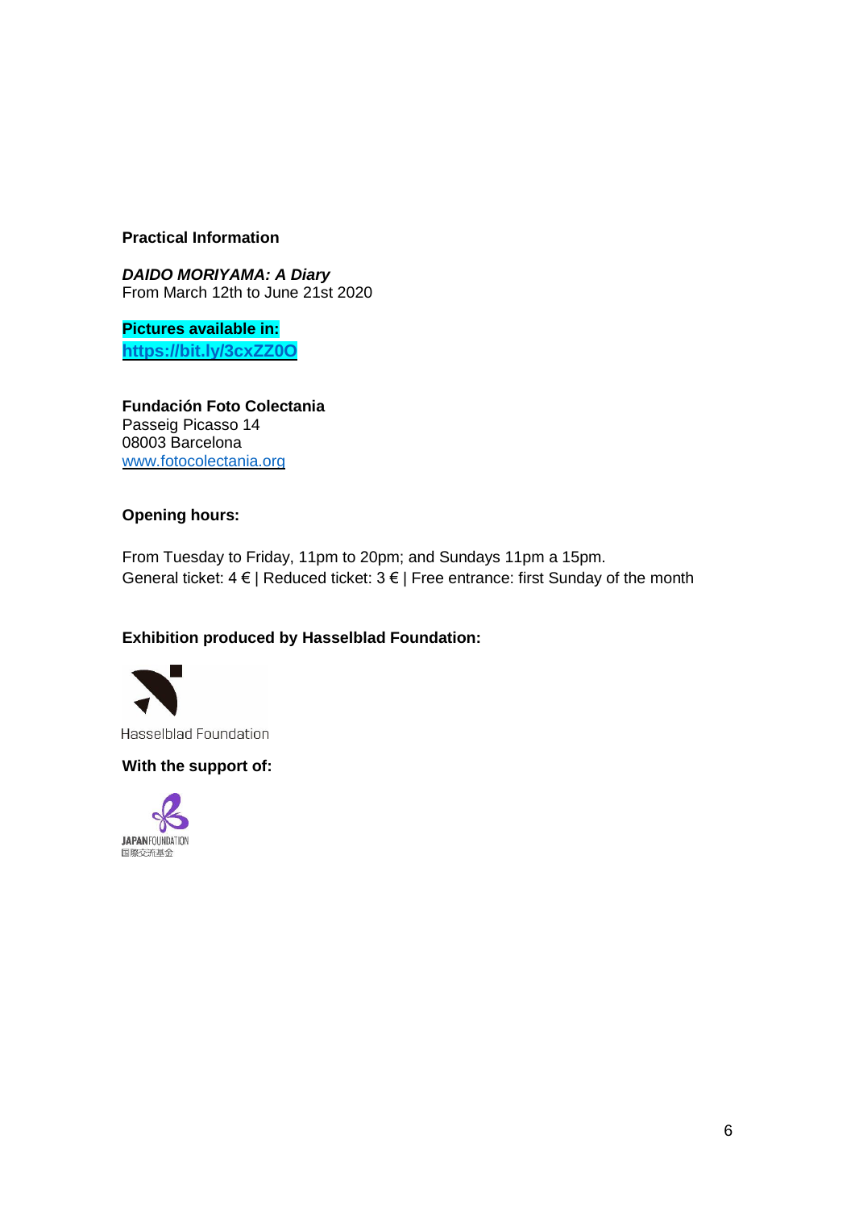**Practical Information**

***DAIDO MORIYAMA: A Diary***
From March 12th to June 21st 2020

**Pictures available in:**
**https://bit.ly/3cxZZ0O**

**Fundación Foto Colectania**
Passeig Picasso 14
08003 Barcelona
www.fotocolectania.org

**Opening hours:**

From Tuesday to Friday, 11pm to 20pm; and Sundays 11pm a 15pm.
General ticket: 4 € | Reduced ticket: 3 € | Free entrance: first Sunday of the month

**Exhibition produced by Hasselblad Foundation:**

Hasselblad Foundation

**With the support of:**

JAPAN FOUNDATION
国際交流基金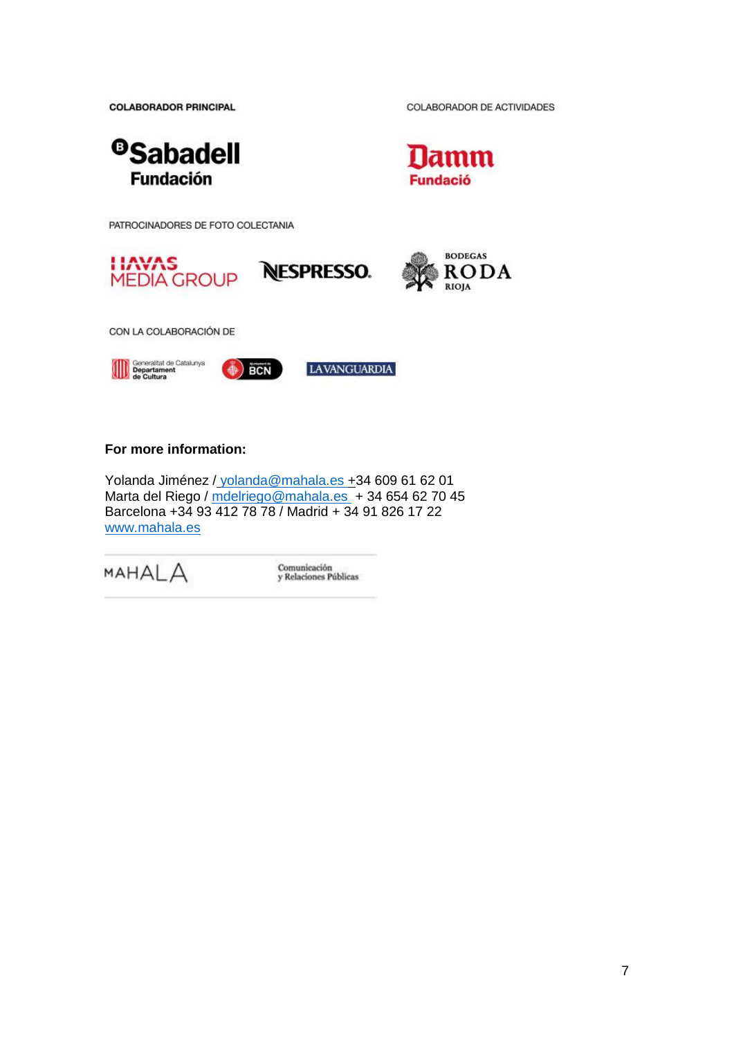COLABORADOR PRINCIPAL

Sabadell Fundación

COLABORADOR DE ACTIVIDADES

Damm Fundació

PATROCINADORES DE FOTO COLECTANIA

HAVAS MEDIA GROUP

NESPRESSO.

BODEGAS RODA RIOJA

CON LA COLABORACIÓN DE

Generalitat de Catalunya Departament de Cultura

BCN

LA VANGUARDIA

**For more information:**

Yolanda Jiménez / yolanda@mahala.es +34 609 61 62 01
Marta del Riego / mdelriego@mahala.es + 34 654 62 70 45
Barcelona +34 93 412 78 78 / Madrid + 34 91 826 17 22
www.mahala.es

MAHALA Comunicación y Relaciones Públicas